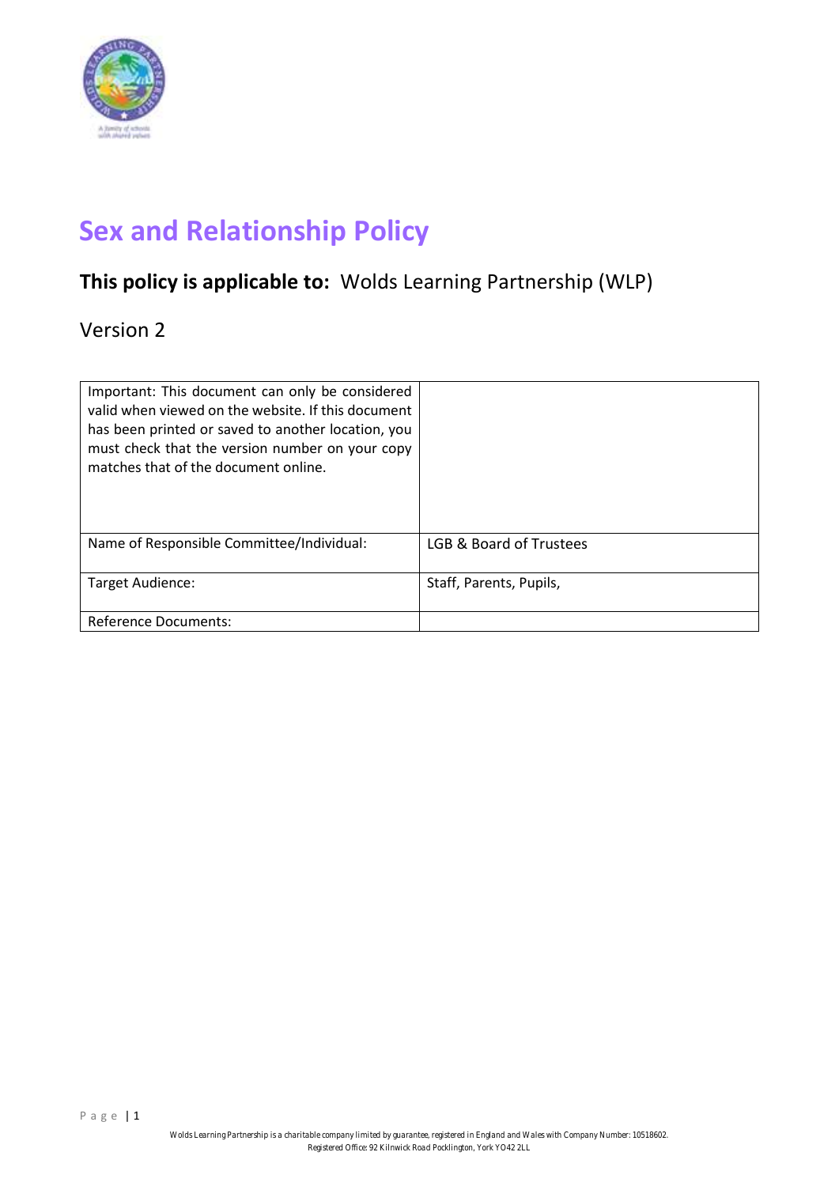# Sex and Relationship Policy

**This policy is applicable to:** Wolds Learning Partnership (WLP)

Version 2

| Important: This document can only be considered valid when viewed on the website. If this document has been printed or saved to another location, you must check that the version number on your copy matches that of the document online. | |
|---|---|
| Name of Responsible Committee/Individual: | LGB & Board of Trustees |
| Target Audience: | Staff, Parents, Pupils, |
| Reference Documents: | |

Wolds Learning Partnership is a charitable company limited by guarantee, registered in England and Wales with Company Number: 10518602.
Registered Office: 92 Kilnwick Road Pocklington, York YO42 2LL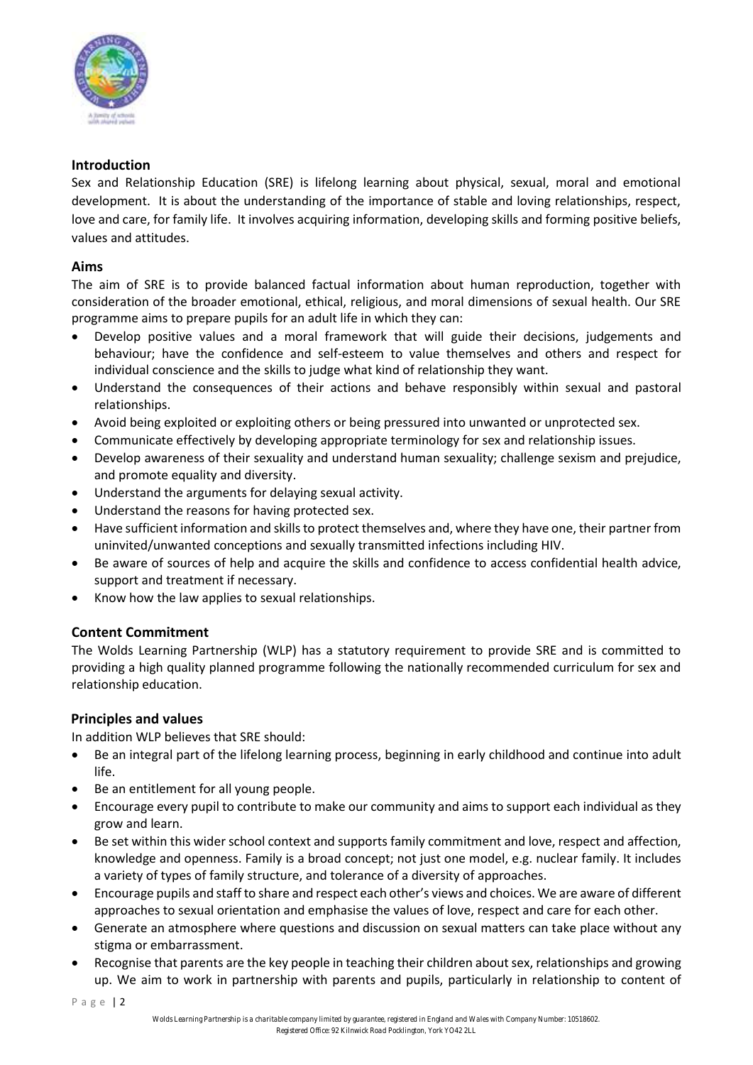## Introduction

Sex and Relationship Education (SRE) is lifelong learning about physical, sexual, moral and emotional development. It is about the understanding of the importance of stable and loving relationships, respect, love and care, for family life. It involves acquiring information, developing skills and forming positive beliefs, values and attitudes.

## Aims

The aim of SRE is to provide balanced factual information about human reproduction, together with consideration of the broader emotional, ethical, religious, and moral dimensions of sexual health. Our SRE programme aims to prepare pupils for an adult life in which they can:

- Develop positive values and a moral framework that will guide their decisions, judgements and behaviour; have the confidence and self-esteem to value themselves and others and respect for individual conscience and the skills to judge what kind of relationship they want.
- Understand the consequences of their actions and behave responsibly within sexual and pastoral relationships.
- Avoid being exploited or exploiting others or being pressured into unwanted or unprotected sex.
- Communicate effectively by developing appropriate terminology for sex and relationship issues.
- Develop awareness of their sexuality and understand human sexuality; challenge sexism and prejudice, and promote equality and diversity.
- Understand the arguments for delaying sexual activity.
- Understand the reasons for having protected sex.
- Have sufficient information and skills to protect themselves and, where they have one, their partner from uninvited/unwanted conceptions and sexually transmitted infections including HIV.
- Be aware of sources of help and acquire the skills and confidence to access confidential health advice, support and treatment if necessary.
- Know how the law applies to sexual relationships.

## Content Commitment

The Wolds Learning Partnership (WLP) has a statutory requirement to provide SRE and is committed to providing a high quality planned programme following the nationally recommended curriculum for sex and relationship education.

## Principles and values

In addition WLP believes that SRE should:

- Be an integral part of the lifelong learning process, beginning in early childhood and continue into adult life.
- Be an entitlement for all young people.
- Encourage every pupil to contribute to make our community and aims to support each individual as they grow and learn.
- Be set within this wider school context and supports family commitment and love, respect and affection, knowledge and openness. Family is a broad concept; not just one model, e.g. nuclear family. It includes a variety of types of family structure, and tolerance of a diversity of approaches.
- Encourage pupils and staff to share and respect each other's views and choices. We are aware of different approaches to sexual orientation and emphasise the values of love, respect and care for each other.
- Generate an atmosphere where questions and discussion on sexual matters can take place without any stigma or embarrassment.
- Recognise that parents are the key people in teaching their children about sex, relationships and growing up. We aim to work in partnership with parents and pupils, particularly in relationship to content of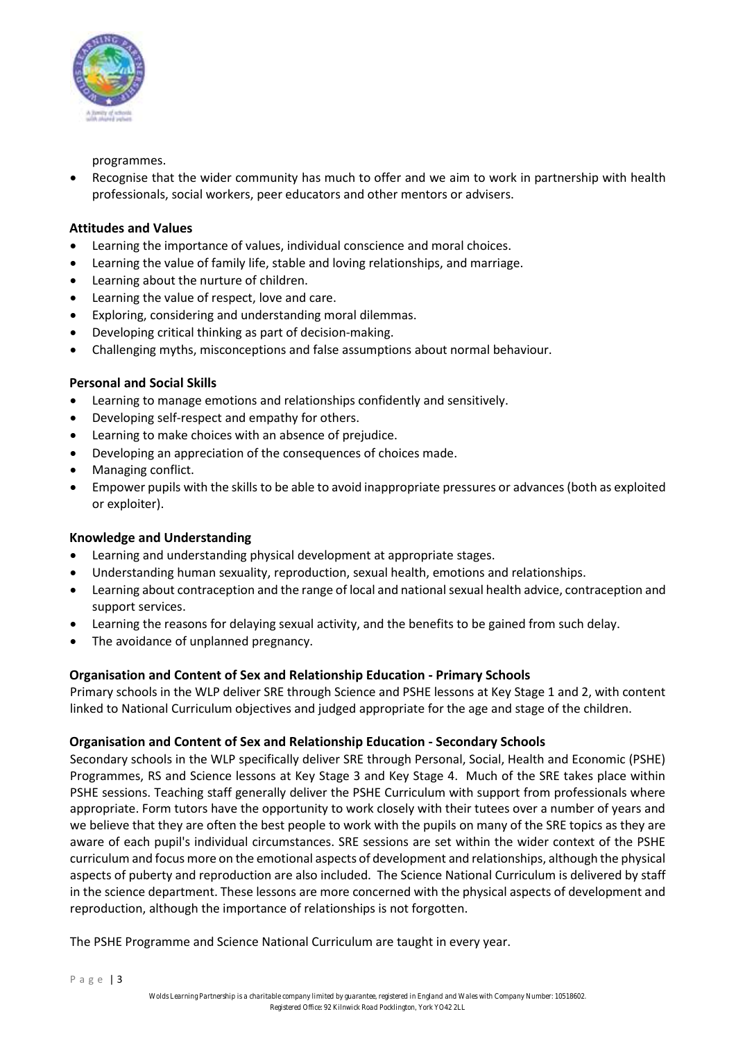programmes.

- Recognise that the wider community has much to offer and we aim to work in partnership with health professionals, social workers, peer educators and other mentors or advisers.

**Attitudes and Values**

- Learning the importance of values, individual conscience and moral choices.
- Learning the value of family life, stable and loving relationships, and marriage.
- Learning about the nurture of children.
- Learning the value of respect, love and care.
- Exploring, considering and understanding moral dilemmas.
- Developing critical thinking as part of decision-making.
- Challenging myths, misconceptions and false assumptions about normal behaviour.

**Personal and Social Skills**

- Learning to manage emotions and relationships confidently and sensitively.
- Developing self-respect and empathy for others.
- Learning to make choices with an absence of prejudice.
- Developing an appreciation of the consequences of choices made.
- Managing conflict.
- Empower pupils with the skills to be able to avoid inappropriate pressures or advances (both as exploited or exploiter).

**Knowledge and Understanding**

- Learning and understanding physical development at appropriate stages.
- Understanding human sexuality, reproduction, sexual health, emotions and relationships.
- Learning about contraception and the range of local and national sexual health advice, contraception and support services.
- Learning the reasons for delaying sexual activity, and the benefits to be gained from such delay.
- The avoidance of unplanned pregnancy.

**Organisation and Content of Sex and Relationship Education - Primary Schools**

Primary schools in the WLP deliver SRE through Science and PSHE lessons at Key Stage 1 and 2, with content linked to National Curriculum objectives and judged appropriate for the age and stage of the children.

**Organisation and Content of Sex and Relationship Education - Secondary Schools**

Secondary schools in the WLP specifically deliver SRE through Personal, Social, Health and Economic (PSHE) Programmes, RS and Science lessons at Key Stage 3 and Key Stage 4. Much of the SRE takes place within PSHE sessions. Teaching staff generally deliver the PSHE Curriculum with support from professionals where appropriate. Form tutors have the opportunity to work closely with their tutees over a number of years and we believe that they are often the best people to work with the pupils on many of the SRE topics as they are aware of each pupil's individual circumstances. SRE sessions are set within the wider context of the PSHE curriculum and focus more on the emotional aspects of development and relationships, although the physical aspects of puberty and reproduction are also included. The Science National Curriculum is delivered by staff in the science department. These lessons are more concerned with the physical aspects of development and reproduction, although the importance of relationships is not forgotten.

The PSHE Programme and Science National Curriculum are taught in every year.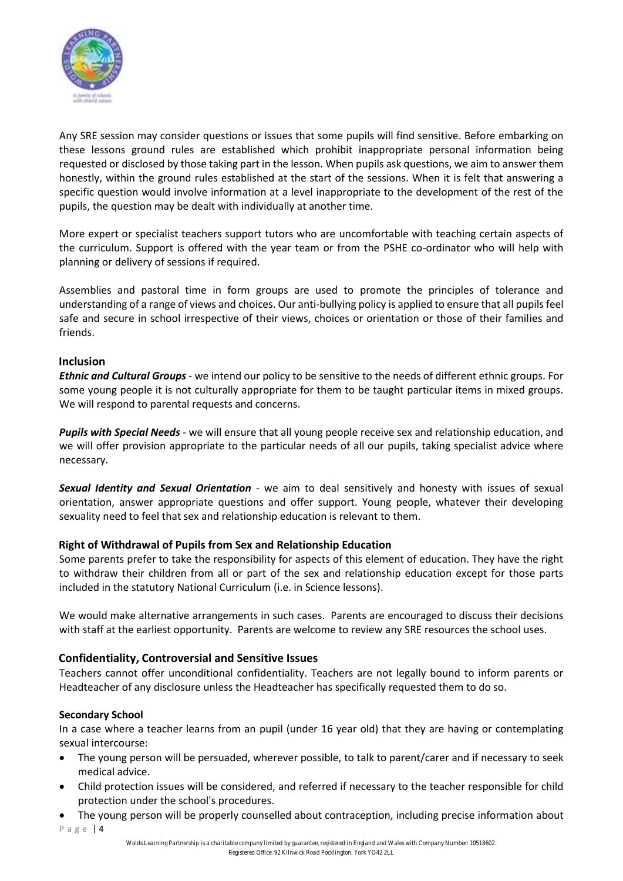Any SRE session may consider questions or issues that some pupils will find sensitive. Before embarking on these lessons ground rules are established which prohibit inappropriate personal information being requested or disclosed by those taking part in the lesson. When pupils ask questions, we aim to answer them honestly, within the ground rules established at the start of the sessions. When it is felt that answering a specific question would involve information at a level inappropriate to the development of the rest of the pupils, the question may be dealt with individually at another time.

More expert or specialist teachers support tutors who are uncomfortable with teaching certain aspects of the curriculum. Support is offered with the year team or from the PSHE co-ordinator who will help with planning or delivery of sessions if required.

Assemblies and pastoral time in form groups are used to promote the principles of tolerance and understanding of a range of views and choices. Our anti-bullying policy is applied to ensure that all pupils feel safe and secure in school irrespective of their views, choices or orientation or those of their families and friends.

## Inclusion

***Ethnic and Cultural Groups*** - we intend our policy to be sensitive to the needs of different ethnic groups. For some young people it is not culturally appropriate for them to be taught particular items in mixed groups. We will respond to parental requests and concerns.

***Pupils with Special Needs*** - we will ensure that all young people receive sex and relationship education, and we will offer provision appropriate to the particular needs of all our pupils, taking specialist advice where necessary.

***Sexual Identity and Sexual Orientation*** - we aim to deal sensitively and honesty with issues of sexual orientation, answer appropriate questions and offer support. Young people, whatever their developing sexuality need to feel that sex and relationship education is relevant to them.

## Right of Withdrawal of Pupils from Sex and Relationship Education

Some parents prefer to take the responsibility for aspects of this element of education. They have the right to withdraw their children from all or part of the sex and relationship education except for those parts included in the statutory National Curriculum (i.e. in Science lessons).

We would make alternative arrangements in such cases. Parents are encouraged to discuss their decisions with staff at the earliest opportunity. Parents are welcome to review any SRE resources the school uses.

## Confidentiality, Controversial and Sensitive Issues

Teachers cannot offer unconditional confidentiality. Teachers are not legally bound to inform parents or Headteacher of any disclosure unless the Headteacher has specifically requested them to do so.

### Secondary School

In a case where a teacher learns from an pupil (under 16 year old) that they are having or contemplating sexual intercourse:

- The young person will be persuaded, wherever possible, to talk to parent/carer and if necessary to seek medical advice.
- Child protection issues will be considered, and referred if necessary to the teacher responsible for child protection under the school's procedures.
- The young person will be properly counselled about contraception, including precise information about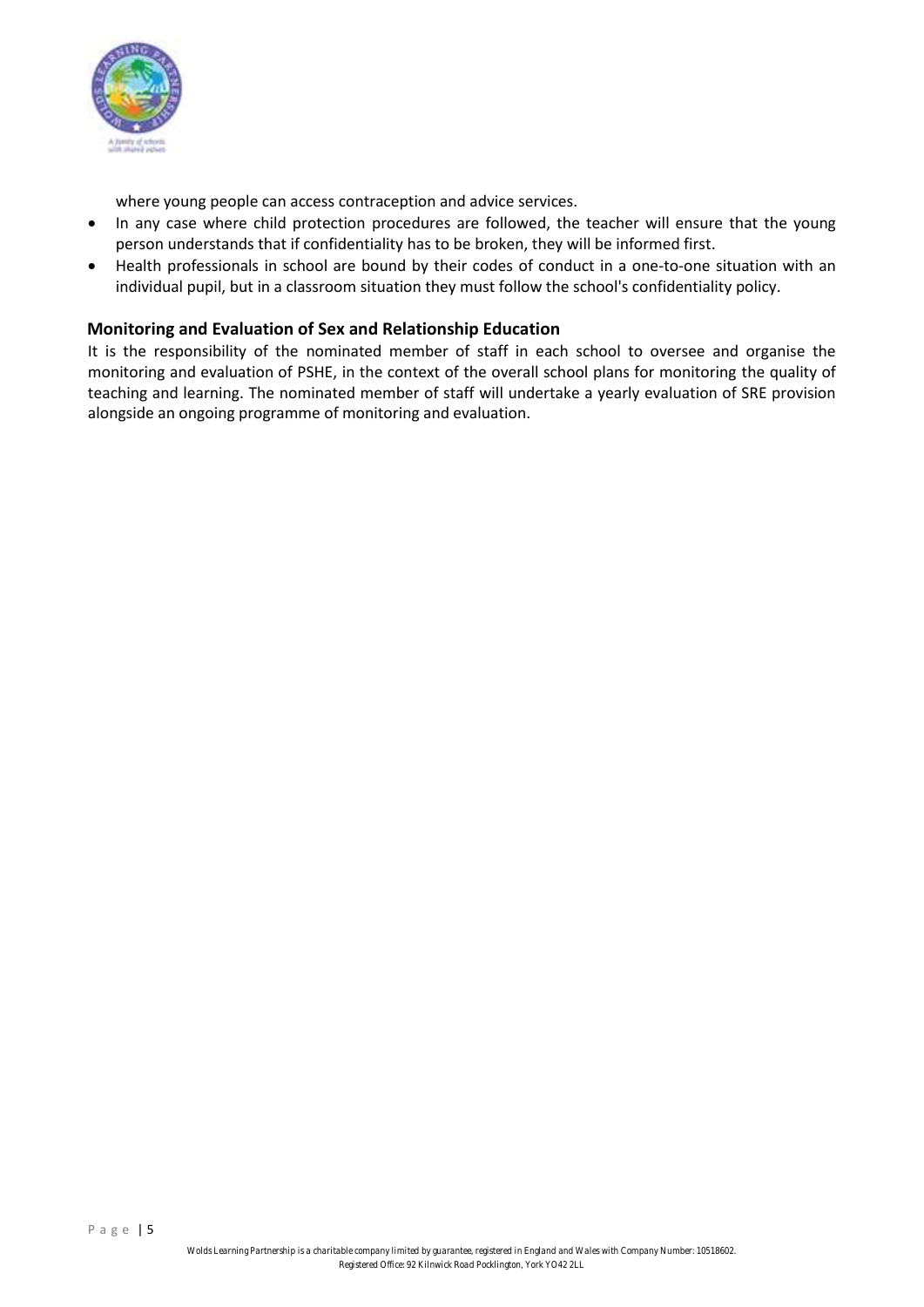where young people can access contraception and advice services.

- In any case where child protection procedures are followed, the teacher will ensure that the young person understands that if confidentiality has to be broken, they will be informed first.
- Health professionals in school are bound by their codes of conduct in a one-to-one situation with an individual pupil, but in a classroom situation they must follow the school's confidentiality policy.

## Monitoring and Evaluation of Sex and Relationship Education

It is the responsibility of the nominated member of staff in each school to oversee and organise the monitoring and evaluation of PSHE, in the context of the overall school plans for monitoring the quality of teaching and learning. The nominated member of staff will undertake a yearly evaluation of SRE provision alongside an ongoing programme of monitoring and evaluation.